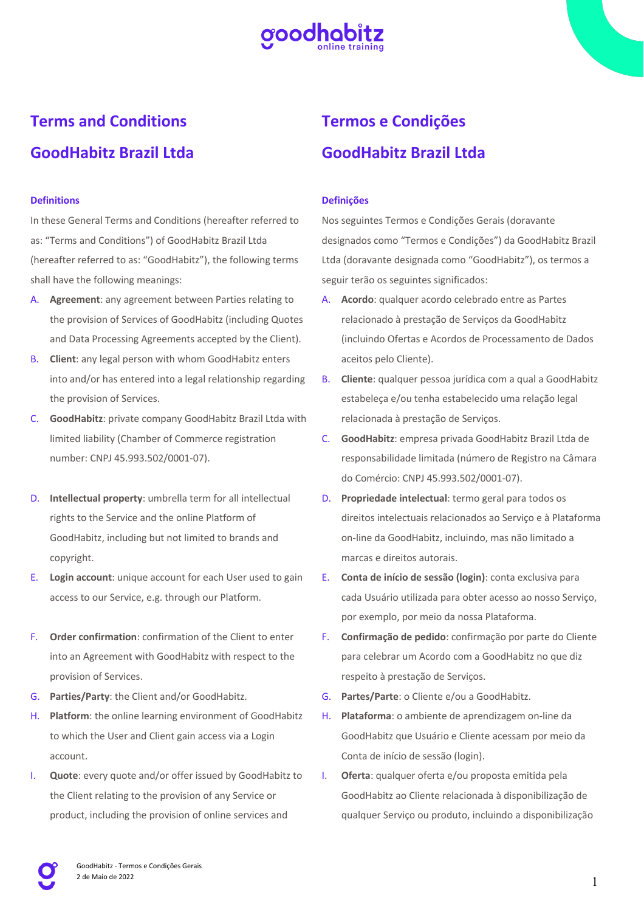# Terms and Conditions

# GoodHabitz Brazil Ltda

### Definitions

In these General Terms and Conditions (hereafter referred to as: "Terms and Conditions") of GoodHabitz Brazil Ltda (hereafter referred to as: "GoodHabitz"), the following terms shall have the following meanings:

A. **Agreement**: any agreement between Parties relating to the provision of Services of GoodHabitz (including Quotes and Data Processing Agreements accepted by the Client).

B. **Client**: any legal person with whom GoodHabitz enters into and/or has entered into a legal relationship regarding the provision of Services.

C. **GoodHabitz**: private company GoodHabitz Brazil Ltda with limited liability (Chamber of Commerce registration number: CNPJ 45.993.502/0001-07).

D. **Intellectual property**: umbrella term for all intellectual rights to the Service and the online Platform of GoodHabitz, including but not limited to brands and copyright.

E. **Login account**: unique account for each User used to gain access to our Service, e.g. through our Platform.

F. **Order confirmation**: confirmation of the Client to enter into an Agreement with GoodHabitz with respect to the provision of Services.

G. **Parties/Party**: the Client and/or GoodHabitz.

H. **Platform**: the online learning environment of GoodHabitz to which the User and Client gain access via a Login account.

I. **Quote**: every quote and/or offer issued by GoodHabitz to the Client relating to the provision of any Service or product, including the provision of online services and

# Termos e Condições

# GoodHabitz Brazil Ltda

### Definições

Nos seguintes Termos e Condições Gerais (doravante designados como "Termos e Condições") da GoodHabitz Brazil Ltda (doravante designada como "GoodHabitz"), os termos a seguir terão os seguintes significados:

A. **Acordo**: qualquer acordo celebrado entre as Partes relacionado à prestação de Serviços da GoodHabitz (incluindo Ofertas e Acordos de Processamento de Dados aceitos pelo Cliente).

B. **Cliente**: qualquer pessoa jurídica com a qual a GoodHabitz estabeleça e/ou tenha estabelecido uma relação legal relacionada à prestação de Serviços.

C. **GoodHabitz**: empresa privada GoodHabitz Brazil Ltda de responsabilidade limitada (número de Registro na Câmara do Comércio: CNPJ 45.993.502/0001-07).

D. **Propriedade intelectual**: termo geral para todos os direitos intelectuais relacionados ao Serviço e à Plataforma on-line da GoodHabitz, incluindo, mas não limitado a marcas e direitos autorais.

E. **Conta de início de sessão (login)**: conta exclusiva para cada Usuário utilizada para obter acesso ao nosso Serviço, por exemplo, por meio da nossa Plataforma.

F. **Confirmação de pedido**: confirmação por parte do Cliente para celebrar um Acordo com a GoodHabitz no que diz respeito à prestação de Serviços.

G. **Partes/Parte**: o Cliente e/ou a GoodHabitz.

H. **Plataforma**: o ambiente de aprendizagem on-line da GoodHabitz que Usuário e Cliente acessam por meio da Conta de início de sessão (login).

I. **Oferta**: qualquer oferta e/ou proposta emitida pela GoodHabitz ao Cliente relacionada à disponibilização de qualquer Serviço ou produto, incluindo a disponibilização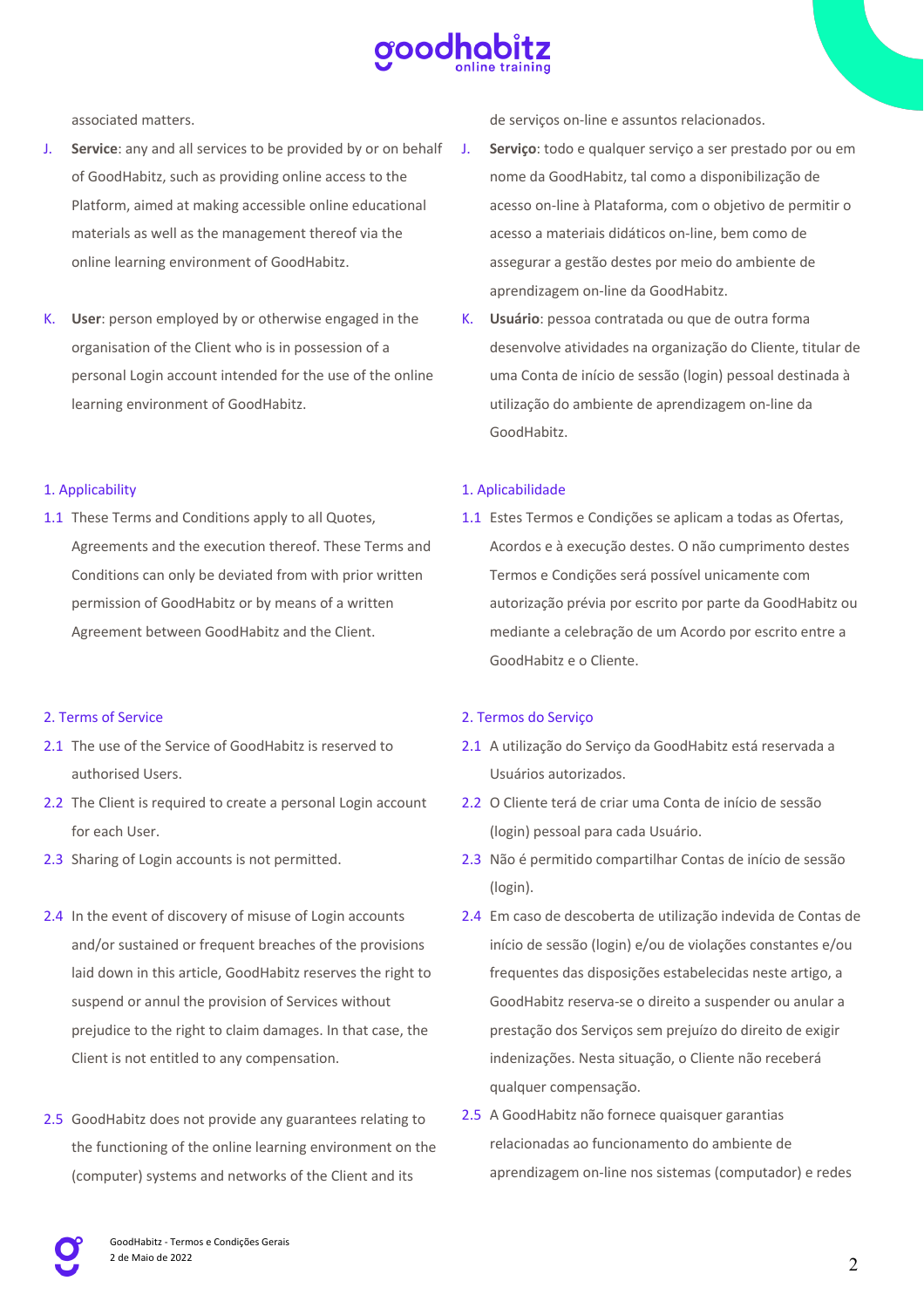associated matters.

J. **Service**: any and all services to be provided by or on behalf of GoodHabitz, such as providing online access to the Platform, aimed at making accessible online educational materials as well as the management thereof via the online learning environment of GoodHabitz.

K. **User**: person employed by or otherwise engaged in the organisation of the Client who is in possession of a personal Login account intended for the use of the online learning environment of GoodHabitz.

## 1. Applicability

1.1 These Terms and Conditions apply to all Quotes, Agreements and the execution thereof. These Terms and Conditions can only be deviated from with prior written permission of GoodHabitz or by means of a written Agreement between GoodHabitz and the Client.

## 2. Terms of Service

2.1 The use of the Service of GoodHabitz is reserved to authorised Users.

2.2 The Client is required to create a personal Login account for each User.

2.3 Sharing of Login accounts is not permitted.

2.4 In the event of discovery of misuse of Login accounts and/or sustained or frequent breaches of the provisions laid down in this article, GoodHabitz reserves the right to suspend or annul the provision of Services without prejudice to the right to claim damages. In that case, the Client is not entitled to any compensation.

2.5 GoodHabitz does not provide any guarantees relating to the functioning of the online learning environment on the (computer) systems and networks of the Client and its

de serviços on-line e assuntos relacionados.

J. **Serviço**: todo e qualquer serviço a ser prestado por ou em nome da GoodHabitz, tal como a disponibilização de acesso on-line à Plataforma, com o objetivo de permitir o acesso a materiais didáticos on-line, bem como de assegurar a gestão destes por meio do ambiente de aprendizagem on-line da GoodHabitz.

K. **Usuário**: pessoa contratada ou que de outra forma desenvolve atividades na organização do Cliente, titular de uma Conta de início de sessão (login) pessoal destinada à utilização do ambiente de aprendizagem on-line da GoodHabitz.

## 1. Aplicabilidade

1.1 Estes Termos e Condições se aplicam a todas as Ofertas, Acordos e à execução destes. O não cumprimento destes Termos e Condições será possível unicamente com autorização prévia por escrito por parte da GoodHabitz ou mediante a celebração de um Acordo por escrito entre a GoodHabitz e o Cliente.

## 2. Termos do Serviço

2.1 A utilização do Serviço da GoodHabitz está reservada a Usuários autorizados.

2.2 O Cliente terá de criar uma Conta de início de sessão (login) pessoal para cada Usuário.

2.3 Não é permitido compartilhar Contas de início de sessão (login).

2.4 Em caso de descoberta de utilização indevida de Contas de início de sessão (login) e/ou de violações constantes e/ou frequentes das disposições estabelecidas neste artigo, a GoodHabitz reserva-se o direito a suspender ou anular a prestação dos Serviços sem prejuízo do direito de exigir indenizações. Nesta situação, o Cliente não receberá qualquer compensação.

2.5 A GoodHabitz não fornece quaisquer garantias relacionadas ao funcionamento do ambiente de aprendizagem on-line nos sistemas (computador) e redes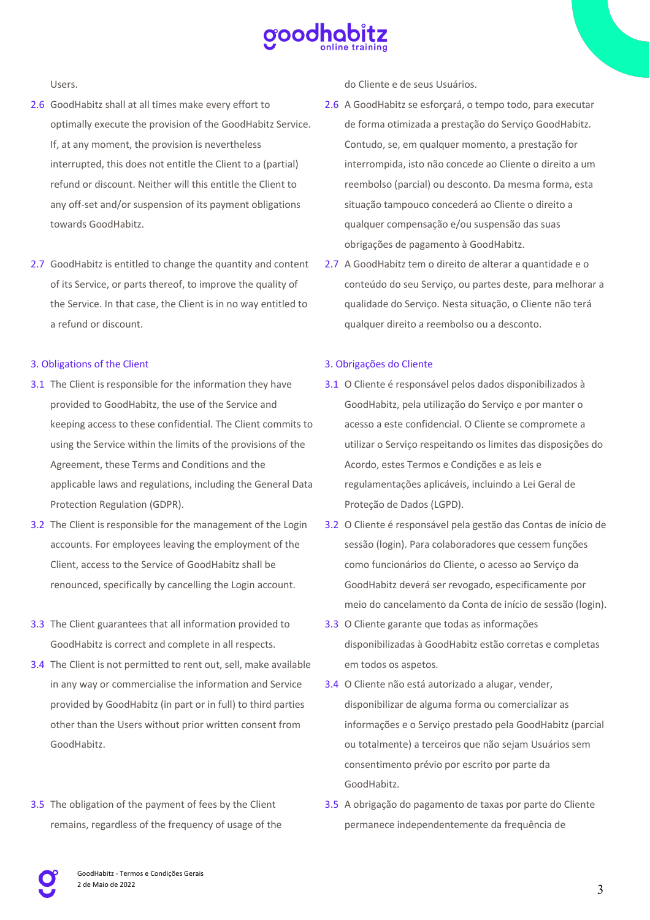Users.

2.6 GoodHabitz shall at all times make every effort to optimally execute the provision of the GoodHabitz Service. If, at any moment, the provision is nevertheless interrupted, this does not entitle the Client to a (partial) refund or discount. Neither will this entitle the Client to any off-set and/or suspension of its payment obligations towards GoodHabitz.

2.7 GoodHabitz is entitled to change the quantity and content of its Service, or parts thereof, to improve the quality of the Service. In that case, the Client is in no way entitled to a refund or discount.

## 3. Obligations of the Client

3.1 The Client is responsible for the information they have provided to GoodHabitz, the use of the Service and keeping access to these confidential. The Client commits to using the Service within the limits of the provisions of the Agreement, these Terms and Conditions and the applicable laws and regulations, including the General Data Protection Regulation (GDPR).

3.2 The Client is responsible for the management of the Login accounts. For employees leaving the employment of the Client, access to the Service of GoodHabitz shall be renounced, specifically by cancelling the Login account.

3.3 The Client guarantees that all information provided to GoodHabitz is correct and complete in all respects.

3.4 The Client is not permitted to rent out, sell, make available in any way or commercialise the information and Service provided by GoodHabitz (in part or in full) to third parties other than the Users without prior written consent from GoodHabitz.

3.5 The obligation of the payment of fees by the Client remains, regardless of the frequency of usage of the

do Cliente e de seus Usuários.

2.6 A GoodHabitz se esforçará, o tempo todo, para executar de forma otimizada a prestação do Serviço GoodHabitz. Contudo, se, em qualquer momento, a prestação for interrompida, isto não concede ao Cliente o direito a um reembolso (parcial) ou desconto. Da mesma forma, esta situação tampouco concederá ao Cliente o direito a qualquer compensação e/ou suspensão das suas obrigações de pagamento à GoodHabitz.

2.7 A GoodHabitz tem o direito de alterar a quantidade e o conteúdo do seu Serviço, ou partes deste, para melhorar a qualidade do Serviço. Nesta situação, o Cliente não terá qualquer direito a reembolso ou a desconto.

## 3. Obrigações do Cliente

3.1 O Cliente é responsável pelos dados disponibilizados à GoodHabitz, pela utilização do Serviço e por manter o acesso a este confidencial. O Cliente se compromete a utilizar o Serviço respeitando os limites das disposições do Acordo, estes Termos e Condições e as leis e regulamentações aplicáveis, incluindo a Lei Geral de Proteção de Dados (LGPD).

3.2 O Cliente é responsável pela gestão das Contas de início de sessão (login). Para colaboradores que cessem funções como funcionários do Cliente, o acesso ao Serviço da GoodHabitz deverá ser revogado, especificamente por meio do cancelamento da Conta de início de sessão (login).

3.3 O Cliente garante que todas as informações disponibilizadas à GoodHabitz estão corretas e completas em todos os aspetos.

3.4 O Cliente não está autorizado a alugar, vender, disponibilizar de alguma forma ou comercializar as informações e o Serviço prestado pela GoodHabitz (parcial ou totalmente) a terceiros que não sejam Usuários sem consentimento prévio por escrito por parte da GoodHabitz.

3.5 A obrigação do pagamento de taxas por parte do Cliente permanece independentemente da frequência de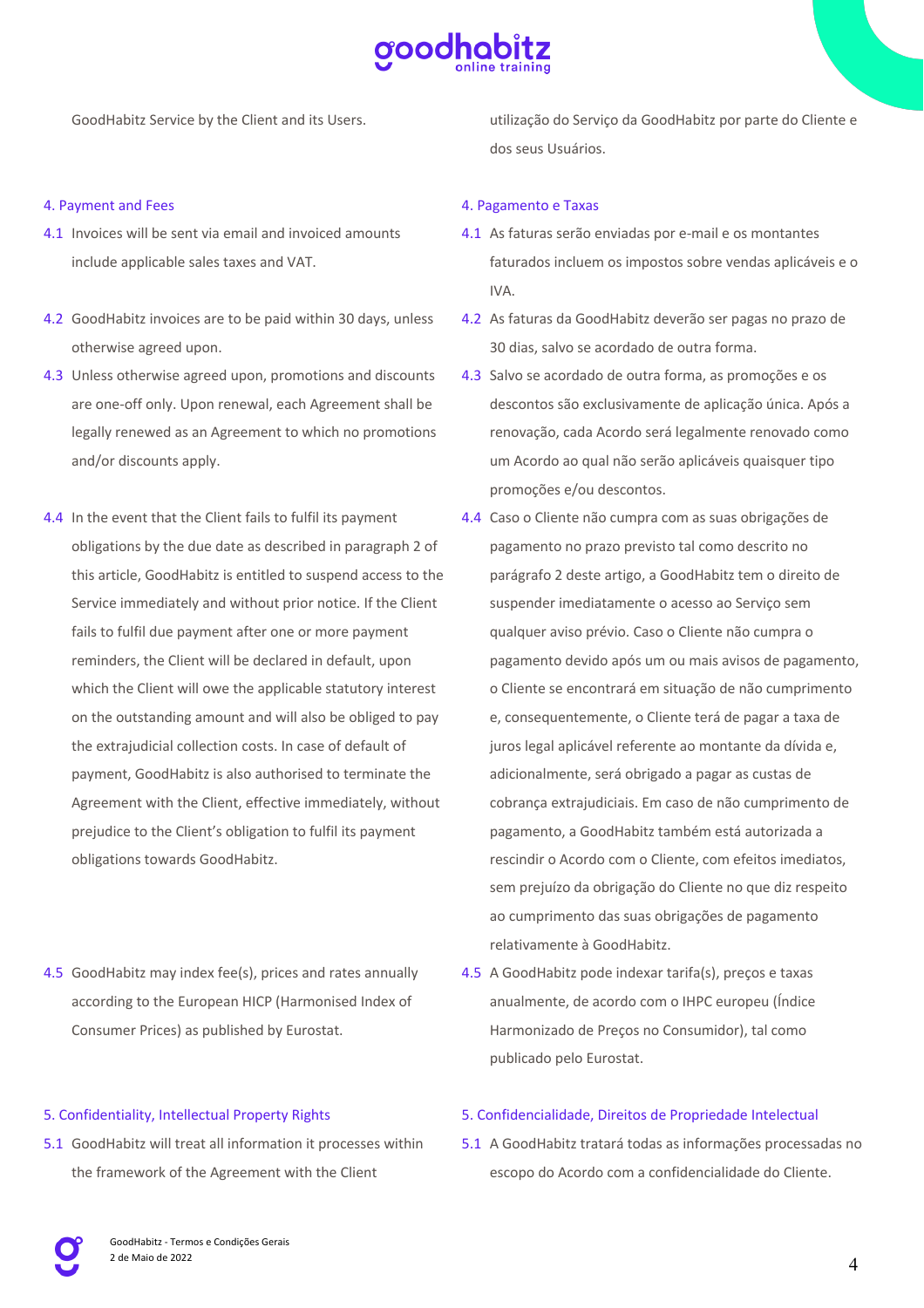GoodHabitz Service by the Client and its Users.

utilização do Serviço da GoodHabitz por parte do Cliente e dos seus Usuários.

## 4. Payment and Fees

4.1 Invoices will be sent via email and invoiced amounts include applicable sales taxes and VAT.

4.2 GoodHabitz invoices are to be paid within 30 days, unless otherwise agreed upon.

4.3 Unless otherwise agreed upon, promotions and discounts are one-off only. Upon renewal, each Agreement shall be legally renewed as an Agreement to which no promotions and/or discounts apply.

4.4 In the event that the Client fails to fulfil its payment obligations by the due date as described in paragraph 2 of this article, GoodHabitz is entitled to suspend access to the Service immediately and without prior notice. If the Client fails to fulfil due payment after one or more payment reminders, the Client will be declared in default, upon which the Client will owe the applicable statutory interest on the outstanding amount and will also be obliged to pay the extrajudicial collection costs. In case of default of payment, GoodHabitz is also authorised to terminate the Agreement with the Client, effective immediately, without prejudice to the Client's obligation to fulfil its payment obligations towards GoodHabitz.

4.5 GoodHabitz may index fee(s), prices and rates annually according to the European HICP (Harmonised Index of Consumer Prices) as published by Eurostat.

## 4. Pagamento e Taxas

4.1 As faturas serão enviadas por e-mail e os montantes faturados incluem os impostos sobre vendas aplicáveis e o IVA.

4.2 As faturas da GoodHabitz deverão ser pagas no prazo de 30 dias, salvo se acordado de outra forma.

4.3 Salvo se acordado de outra forma, as promoções e os descontos são exclusivamente de aplicação única. Após a renovação, cada Acordo será legalmente renovado como um Acordo ao qual não serão aplicáveis quaisquer tipo promoções e/ou descontos.

4.4 Caso o Cliente não cumpra com as suas obrigações de pagamento no prazo previsto tal como descrito no parágrafo 2 deste artigo, a GoodHabitz tem o direito de suspender imediatamente o acesso ao Serviço sem qualquer aviso prévio. Caso o Cliente não cumpra o pagamento devido após um ou mais avisos de pagamento, o Cliente se encontrará em situação de não cumprimento e, consequentemente, o Cliente terá de pagar a taxa de juros legal aplicável referente ao montante da dívida e, adicionalmente, será obrigado a pagar as custas de cobrança extrajudiciais. Em caso de não cumprimento de pagamento, a GoodHabitz também está autorizada a rescindir o Acordo com o Cliente, com efeitos imediatos, sem prejuízo da obrigação do Cliente no que diz respeito ao cumprimento das suas obrigações de pagamento relativamente à GoodHabitz.

4.5 A GoodHabitz pode indexar tarifa(s), preços e taxas anualmente, de acordo com o IHPC europeu (Índice Harmonizado de Preços no Consumidor), tal como publicado pelo Eurostat.

## 5. Confidentiality, Intellectual Property Rights

5.1 GoodHabitz will treat all information it processes within the framework of the Agreement with the Client

## 5. Confidencialidade, Direitos de Propriedade Intelectual

5.1 A GoodHabitz tratará todas as informações processadas no escopo do Acordo com a confidencialidade do Cliente.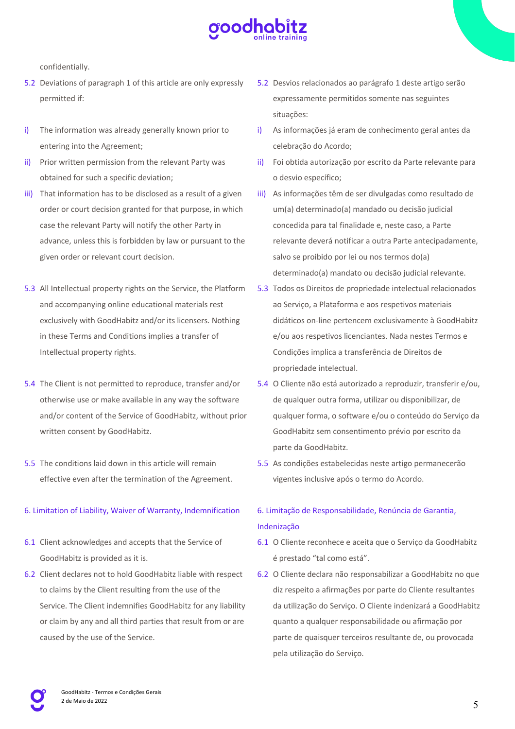confidentially.

5.2 Deviations of paragraph 1 of this article are only expressly permitted if:

i) The information was already generally known prior to entering into the Agreement;

ii) Prior written permission from the relevant Party was obtained for such a specific deviation;

iii) That information has to be disclosed as a result of a given order or court decision granted for that purpose, in which case the relevant Party will notify the other Party in advance, unless this is forbidden by law or pursuant to the given order or relevant court decision.

5.3 All Intellectual property rights on the Service, the Platform and accompanying online educational materials rest exclusively with GoodHabitz and/or its licensers. Nothing in these Terms and Conditions implies a transfer of Intellectual property rights.

5.4 The Client is not permitted to reproduce, transfer and/or otherwise use or make available in any way the software and/or content of the Service of GoodHabitz, without prior written consent by GoodHabitz.

5.5 The conditions laid down in this article will remain effective even after the termination of the Agreement.

## 6. Limitation of Liability, Waiver of Warranty, Indemnification

6.1 Client acknowledges and accepts that the Service of GoodHabitz is provided as it is.

6.2 Client declares not to hold GoodHabitz liable with respect to claims by the Client resulting from the use of the Service. The Client indemnifies GoodHabitz for any liability or claim by any and all third parties that result from or are caused by the use of the Service.

5.2 Desvios relacionados ao parágrafo 1 deste artigo serão expressamente permitidos somente nas seguintes situações:

i) As informações já eram de conhecimento geral antes da celebração do Acordo;

ii) Foi obtida autorização por escrito da Parte relevante para o desvio específico;

iii) As informações têm de ser divulgadas como resultado de um(a) determinado(a) mandado ou decisão judicial concedida para tal finalidade e, neste caso, a Parte relevante deverá notificar a outra Parte antecipadamente, salvo se proibido por lei ou nos termos do(a) determinado(a) mandato ou decisão judicial relevante.

5.3 Todos os Direitos de propriedade intelectual relacionados ao Serviço, a Plataforma e aos respetivos materiais didáticos on-line pertencem exclusivamente à GoodHabitz e/ou aos respetivos licenciantes. Nada nestes Termos e Condições implica a transferência de Direitos de propriedade intelectual.

5.4 O Cliente não está autorizado a reproduzir, transferir e/ou, de qualquer outra forma, utilizar ou disponibilizar, de qualquer forma, o software e/ou o conteúdo do Serviço da GoodHabitz sem consentimento prévio por escrito da parte da GoodHabitz.

5.5 As condições estabelecidas neste artigo permanecerão vigentes inclusive após o termo do Acordo.

## 6. Limitação de Responsabilidade, Renúncia de Garantia, Indenização

6.1 O Cliente reconhece e aceita que o Serviço da GoodHabitz é prestado "tal como está".

6.2 O Cliente declara não responsabilizar a GoodHabitz no que diz respeito a afirmações por parte do Cliente resultantes da utilização do Serviço. O Cliente indenizará a GoodHabitz quanto a qualquer responsabilidade ou afirmação por parte de quaisquer terceiros resultante de, ou provocada pela utilização do Serviço.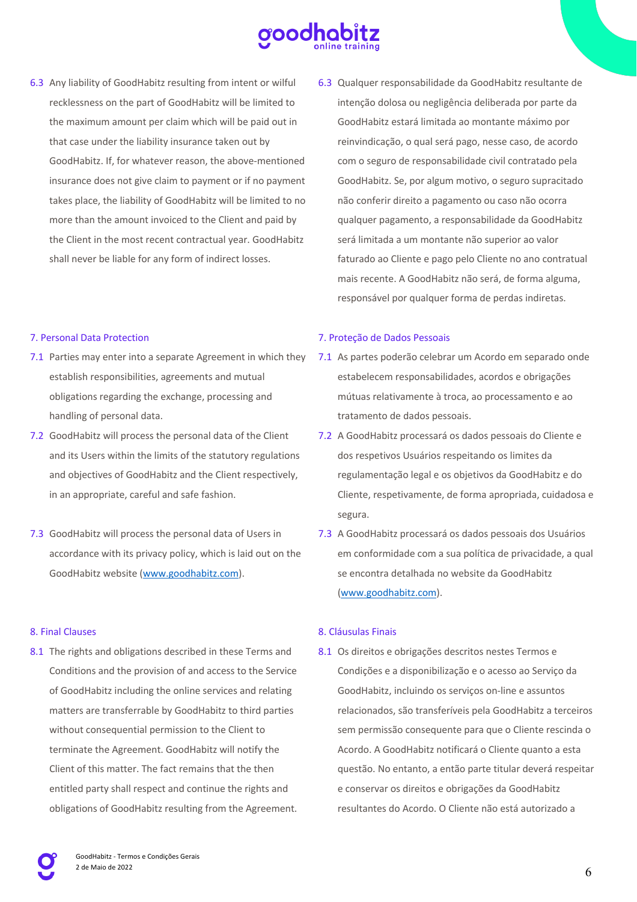6.3 Any liability of GoodHabitz resulting from intent or wilful recklessness on the part of GoodHabitz will be limited to the maximum amount per claim which will be paid out in that case under the liability insurance taken out by GoodHabitz. If, for whatever reason, the above-mentioned insurance does not give claim to payment or if no payment takes place, the liability of GoodHabitz will be limited to no more than the amount invoiced to the Client and paid by the Client in the most recent contractual year. GoodHabitz shall never be liable for any form of indirect losses.

6.3 Qualquer responsabilidade da GoodHabitz resultante de intenção dolosa ou negligência deliberada por parte da GoodHabitz estará limitada ao montante máximo por reinvindicação, o qual será pago, nesse caso, de acordo com o seguro de responsabilidade civil contratado pela GoodHabitz. Se, por algum motivo, o seguro supracitado não conferir direito a pagamento ou caso não ocorra qualquer pagamento, a responsabilidade da GoodHabitz será limitada a um montante não superior ao valor faturado ao Cliente e pago pelo Cliente no ano contratual mais recente. A GoodHabitz não será, de forma alguma, responsável por qualquer forma de perdas indiretas.

## 7. Personal Data Protection

7.1 Parties may enter into a separate Agreement in which they establish responsibilities, agreements and mutual obligations regarding the exchange, processing and handling of personal data.

7.2 GoodHabitz will process the personal data of the Client and its Users within the limits of the statutory regulations and objectives of GoodHabitz and the Client respectively, in an appropriate, careful and safe fashion.

7.3 GoodHabitz will process the personal data of Users in accordance with its privacy policy, which is laid out on the GoodHabitz website (www.goodhabitz.com).

## 7. Proteção de Dados Pessoais

7.1 As partes poderão celebrar um Acordo em separado onde estabelecem responsabilidades, acordos e obrigações mútuas relativamente à troca, ao processamento e ao tratamento de dados pessoais.

7.2 A GoodHabitz processará os dados pessoais do Cliente e dos respetivos Usuários respeitando os limites da regulamentação legal e os objetivos da GoodHabitz e do Cliente, respetivamente, de forma apropriada, cuidadosa e segura.

7.3 A GoodHabitz processará os dados pessoais dos Usuários em conformidade com a sua política de privacidade, a qual se encontra detalhada no website da GoodHabitz (www.goodhabitz.com).

## 8. Final Clauses

8.1 The rights and obligations described in these Terms and Conditions and the provision of and access to the Service of GoodHabitz including the online services and relating matters are transferrable by GoodHabitz to third parties without consequential permission to the Client to terminate the Agreement. GoodHabitz will notify the Client of this matter. The fact remains that the then entitled party shall respect and continue the rights and obligations of GoodHabitz resulting from the Agreement.

## 8. Cláusulas Finais

8.1 Os direitos e obrigações descritos nestes Termos e Condições e a disponibilização e o acesso ao Serviço da GoodHabitz, incluindo os serviços on-line e assuntos relacionados, são transferíveis pela GoodHabitz a terceiros sem permissão consequente para que o Cliente rescinda o Acordo. A GoodHabitz notificará o Cliente quanto a esta questão. No entanto, a então parte titular deverá respeitar e conservar os direitos e obrigações da GoodHabitz resultantes do Acordo. O Cliente não está autorizado a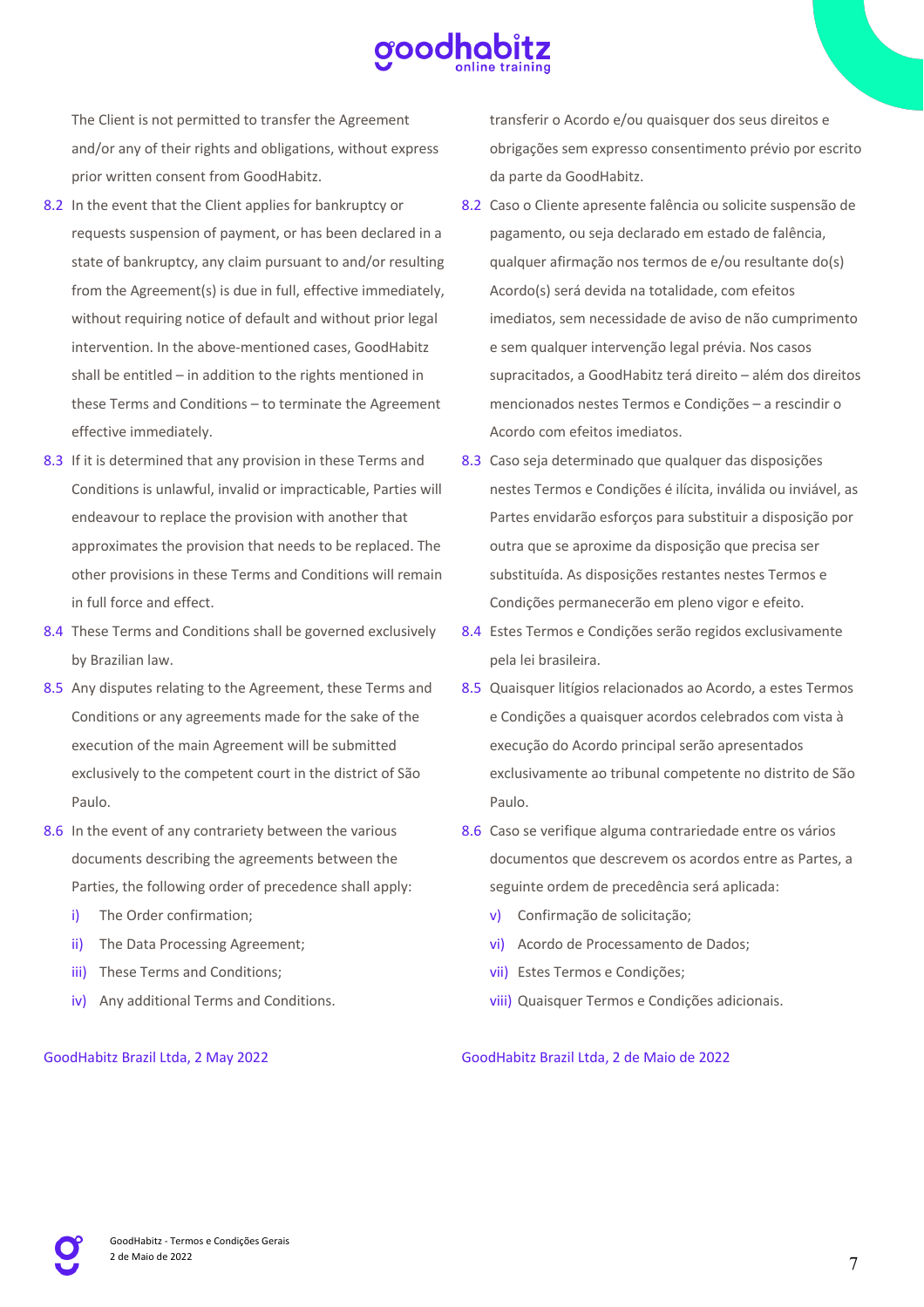The Client is not permitted to transfer the Agreement and/or any of their rights and obligations, without express prior written consent from GoodHabitz.

8.2 In the event that the Client applies for bankruptcy or requests suspension of payment, or has been declared in a state of bankruptcy, any claim pursuant to and/or resulting from the Agreement(s) is due in full, effective immediately, without requiring notice of default and without prior legal intervention. In the above-mentioned cases, GoodHabitz shall be entitled – in addition to the rights mentioned in these Terms and Conditions – to terminate the Agreement effective immediately.

8.3 If it is determined that any provision in these Terms and Conditions is unlawful, invalid or impracticable, Parties will endeavour to replace the provision with another that approximates the provision that needs to be replaced. The other provisions in these Terms and Conditions will remain in full force and effect.

8.4 These Terms and Conditions shall be governed exclusively by Brazilian law.

8.5 Any disputes relating to the Agreement, these Terms and Conditions or any agreements made for the sake of the execution of the main Agreement will be submitted exclusively to the competent court in the district of São Paulo.

8.6 In the event of any contrariety between the various documents describing the agreements between the Parties, the following order of precedence shall apply:

i) The Order confirmation;
ii) The Data Processing Agreement;
iii) These Terms and Conditions;
iv) Any additional Terms and Conditions.

GoodHabitz Brazil Ltda, 2 May 2022

transferir o Acordo e/ou quaisquer dos seus direitos e obrigações sem expresso consentimento prévio por escrito da parte da GoodHabitz.

8.2 Caso o Cliente apresente falência ou solicite suspensão de pagamento, ou seja declarado em estado de falência, qualquer afirmação nos termos de e/ou resultante do(s) Acordo(s) será devida na totalidade, com efeitos imediatos, sem necessidade de aviso de não cumprimento e sem qualquer intervenção legal prévia. Nos casos supracitados, a GoodHabitz terá direito – além dos direitos mencionados nestes Termos e Condições – a rescindir o Acordo com efeitos imediatos.

8.3 Caso seja determinado que qualquer das disposições nestes Termos e Condições é ilícita, inválida ou inviável, as Partes envidarão esforços para substituir a disposição por outra que se aproxime da disposição que precisa ser substituída. As disposições restantes nestes Termos e Condições permanecerão em pleno vigor e efeito.

8.4 Estes Termos e Condições serão regidos exclusivamente pela lei brasileira.

8.5 Quaisquer litígios relacionados ao Acordo, a estes Termos e Condições a quaisquer acordos celebrados com vista à execução do Acordo principal serão apresentados exclusivamente ao tribunal competente no distrito de São Paulo.

8.6 Caso se verifique alguma contrariedade entre os vários documentos que descrevem os acordos entre as Partes, a seguinte ordem de precedência será aplicada:

v) Confirmação de solicitação;
vi) Acordo de Processamento de Dados;
vii) Estes Termos e Condições;
viii) Quaisquer Termos e Condições adicionais.

GoodHabitz Brazil Ltda, 2 de Maio de 2022